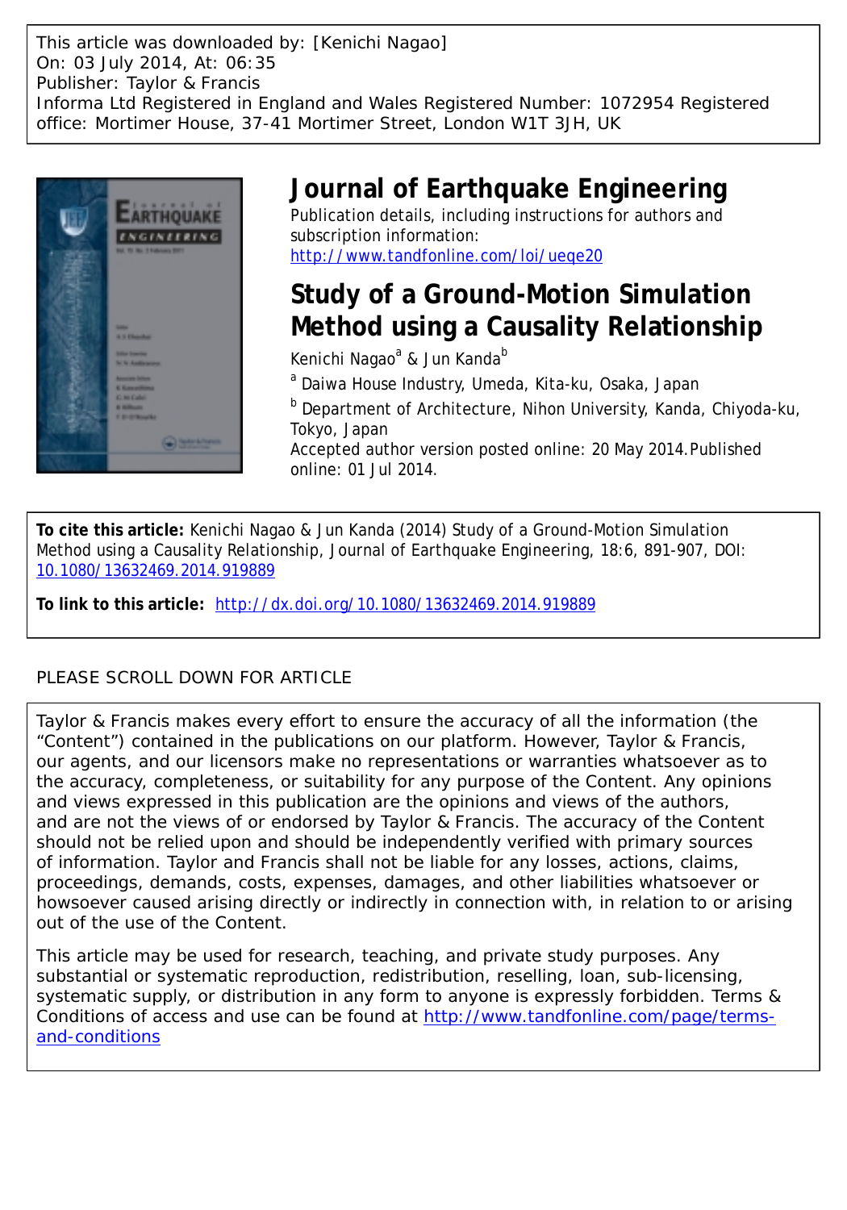This article was downloaded by: [Kenichi Nagao]
On: 03 July 2014, At: 06:35
Publisher: Taylor & Francis
Informa Ltd Registered in England and Wales Registered Number: 1072954 Registered office: Mortimer House, 37-41 Mortimer Street, London W1T 3JH, UK

# Journal of Earthquake Engineering

Publication details, including instructions for authors and subscription information:
http://www.tandfonline.com/loi/ueqe20

# Study of a Ground-Motion Simulation Method using a Causality Relationship

Kenichi Nagao[a] & Jun Kanda[b]

[a] Daiwa House Industry, Umeda, Kita-ku, Osaka, Japan

[b] Department of Architecture, Nihon University, Kanda, Chiyoda-ku, Tokyo, Japan

Accepted author version posted online: 20 May 2014. Published online: 01 Jul 2014.

**To cite this article:** Kenichi Nagao & Jun Kanda (2014) Study of a Ground-Motion Simulation Method using a Causality Relationship, Journal of Earthquake Engineering, 18:6, 891-907, DOI: 10.1080/13632469.2014.919889

**To link to this article:** http://dx.doi.org/10.1080/13632469.2014.919889

PLEASE SCROLL DOWN FOR ARTICLE

Taylor & Francis makes every effort to ensure the accuracy of all the information (the "Content") contained in the publications on our platform. However, Taylor & Francis, our agents, and our licensors make no representations or warranties whatsoever as to the accuracy, completeness, or suitability for any purpose of the Content. Any opinions and views expressed in this publication are the opinions and views of the authors, and are not the views of or endorsed by Taylor & Francis. The accuracy of the Content should not be relied upon and should be independently verified with primary sources of information. Taylor and Francis shall not be liable for any losses, actions, claims, proceedings, demands, costs, expenses, damages, and other liabilities whatsoever or howsoever caused arising directly or indirectly in connection with, in relation to or arising out of the use of the Content.

This article may be used for research, teaching, and private study purposes. Any substantial or systematic reproduction, redistribution, reselling, loan, sub-licensing, systematic supply, or distribution in any form to anyone is expressly forbidden. Terms & Conditions of access and use can be found at http://www.tandfonline.com/page/terms-and-conditions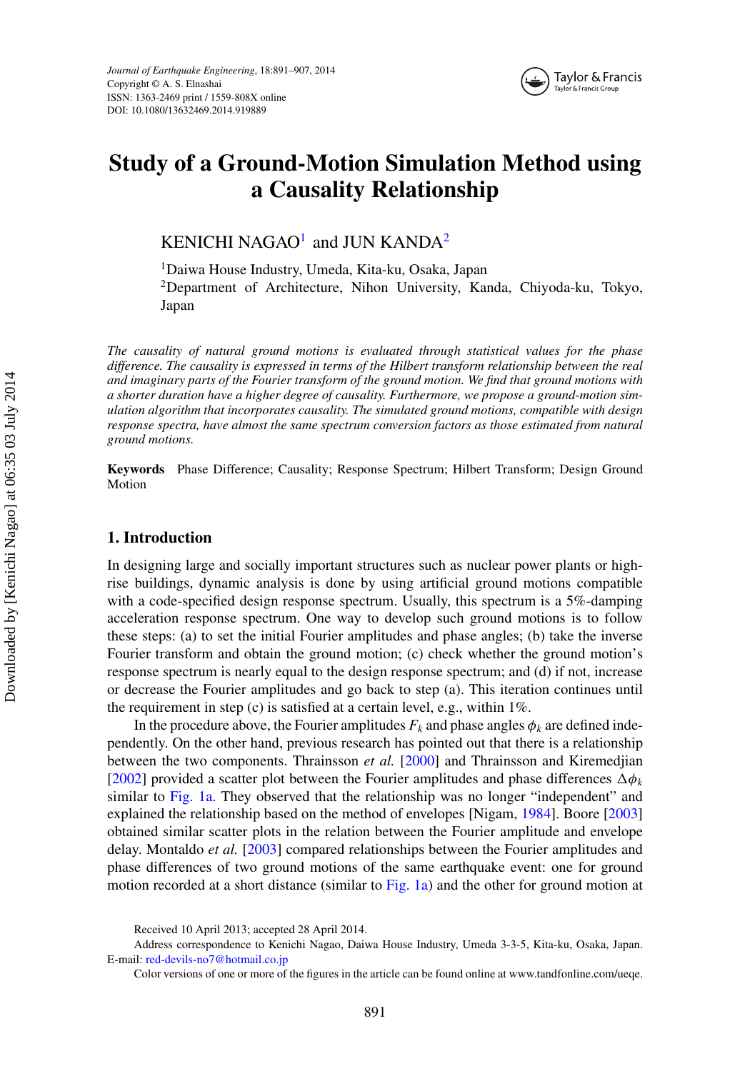Journal of Earthquake Engineering, 18:891–907, 2014
Copyright © A. S. Elnashai
ISSN: 1363-2469 print / 1559-808X online
DOI: 10.1080/13632469.2014.919889

# Study of a Ground-Motion Simulation Method using a Causality Relationship

KENICHI NAGAO[1] and JUN KANDA[2]

[1]Daiwa House Industry, Umeda, Kita-ku, Osaka, Japan
[2]Department of Architecture, Nihon University, Kanda, Chiyoda-ku, Tokyo, Japan

*The causality of natural ground motions is evaluated through statistical values for the phase difference. The causality is expressed in terms of the Hilbert transform relationship between the real and imaginary parts of the Fourier transform of the ground motion. We find that ground motions with a shorter duration have a higher degree of causality. Furthermore, we propose a ground-motion simulation algorithm that incorporates causality. The simulated ground motions, compatible with design response spectra, have almost the same spectrum conversion factors as those estimated from natural ground motions.*

**Keywords** Phase Difference; Causality; Response Spectrum; Hilbert Transform; Design Ground Motion

## 1. Introduction

In designing large and socially important structures such as nuclear power plants or high-rise buildings, dynamic analysis is done by using artificial ground motions compatible with a code-specified design response spectrum. Usually, this spectrum is a 5%-damping acceleration response spectrum. One way to develop such ground motions is to follow these steps: (a) to set the initial Fourier amplitudes and phase angles; (b) take the inverse Fourier transform and obtain the ground motion; (c) check whether the ground motion's response spectrum is nearly equal to the design response spectrum; and (d) if not, increase or decrease the Fourier amplitudes and go back to step (a). This iteration continues until the requirement in step (c) is satisfied at a certain level, e.g., within 1%.

In the procedure above, the Fourier amplitudes $F_k$ and phase angles $\phi_k$ are defined independently. On the other hand, previous research has pointed out that there is a relationship between the two components. Thrainsson *et al.* [2000] and Thrainsson and Kiremedjian [2002] provided a scatter plot between the Fourier amplitudes and phase differences $\Delta\phi_k$ similar to Fig. 1a. They observed that the relationship was no longer "independent" and explained the relationship based on the method of envelopes [Nigam, 1984]. Boore [2003] obtained similar scatter plots in the relation between the Fourier amplitude and envelope delay. Montaldo *et al.* [2003] compared relationships between the Fourier amplitudes and phase differences of two ground motions of the same earthquake event: one for ground motion recorded at a short distance (similar to Fig. 1a) and the other for ground motion at

Received 10 April 2013; accepted 28 April 2014.
Address correspondence to Kenichi Nagao, Daiwa House Industry, Umeda 3-3-5, Kita-ku, Osaka, Japan. E-mail: red-devils-no7@hotmail.co.jp
Color versions of one or more of the figures in the article can be found online at www.tandfonline.com/ueqe.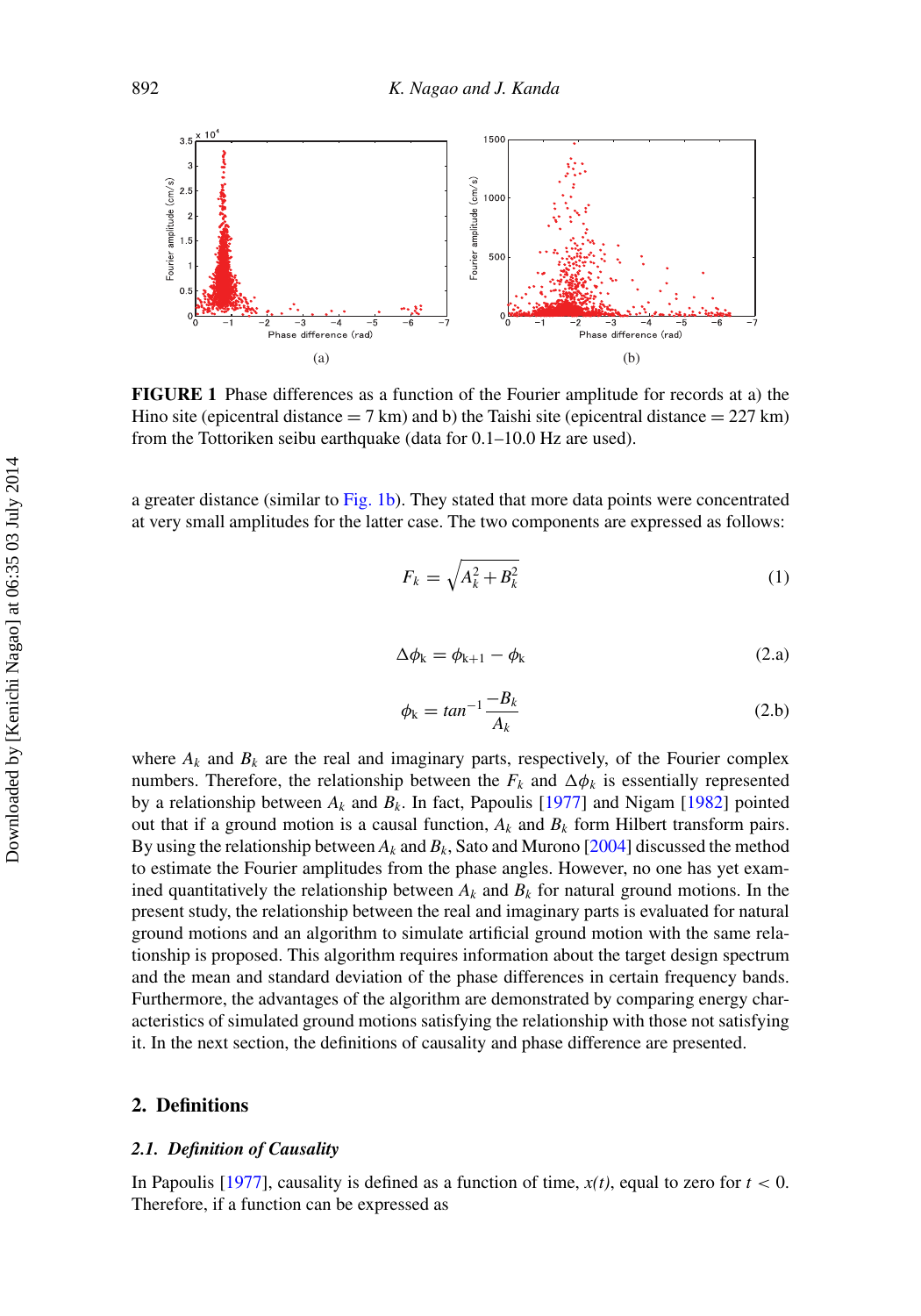FIGURE 1 Phase differences as a function of the Fourier amplitude for records at a) the Hino site (epicentral distance = 7 km) and b) the Taishi site (epicentral distance = 227 km) from the Tottoriken seibu earthquake (data for 0.1–10.0 Hz are used).

a greater distance (similar to Fig. 1b). They stated that more data points were concentrated at very small amplitudes for the latter case. The two components are expressed as follows:

$$F_k = \sqrt{A_k^2 + B_k^2} \tag{1}$$

$$\Delta\phi_{\mathrm{k}} = \phi_{\mathrm{k+1}} - \phi_{\mathrm{k}} \tag{2.a}$$

$$\phi_{\mathrm{k}} = tan^{-1}\frac{-B_k}{A_k} \tag{2.b}$$

where $A_k$ and $B_k$ are the real and imaginary parts, respectively, of the Fourier complex numbers. Therefore, the relationship between the $F_k$ and $\Delta\phi_k$ is essentially represented by a relationship between $A_k$ and $B_k$. In fact, Papoulis [1977] and Nigam [1982] pointed out that if a ground motion is a causal function, $A_k$ and $B_k$ form Hilbert transform pairs. By using the relationship between $A_k$ and $B_k$, Sato and Murono [2004] discussed the method to estimate the Fourier amplitudes from the phase angles. However, no one has yet examined quantitatively the relationship between $A_k$ and $B_k$ for natural ground motions. In the present study, the relationship between the real and imaginary parts is evaluated for natural ground motions and an algorithm to simulate artificial ground motion with the same relationship is proposed. This algorithm requires information about the target design spectrum and the mean and standard deviation of the phase differences in certain frequency bands. Furthermore, the advantages of the algorithm are demonstrated by comparing energy characteristics of simulated ground motions satisfying the relationship with those not satisfying it. In the next section, the definitions of causality and phase difference are presented.

## 2. Definitions

### *2.1. Definition of Causality*

In Papoulis [1977], causality is defined as a function of time, *x(t)*, equal to zero for $t < 0$. Therefore, if a function can be expressed as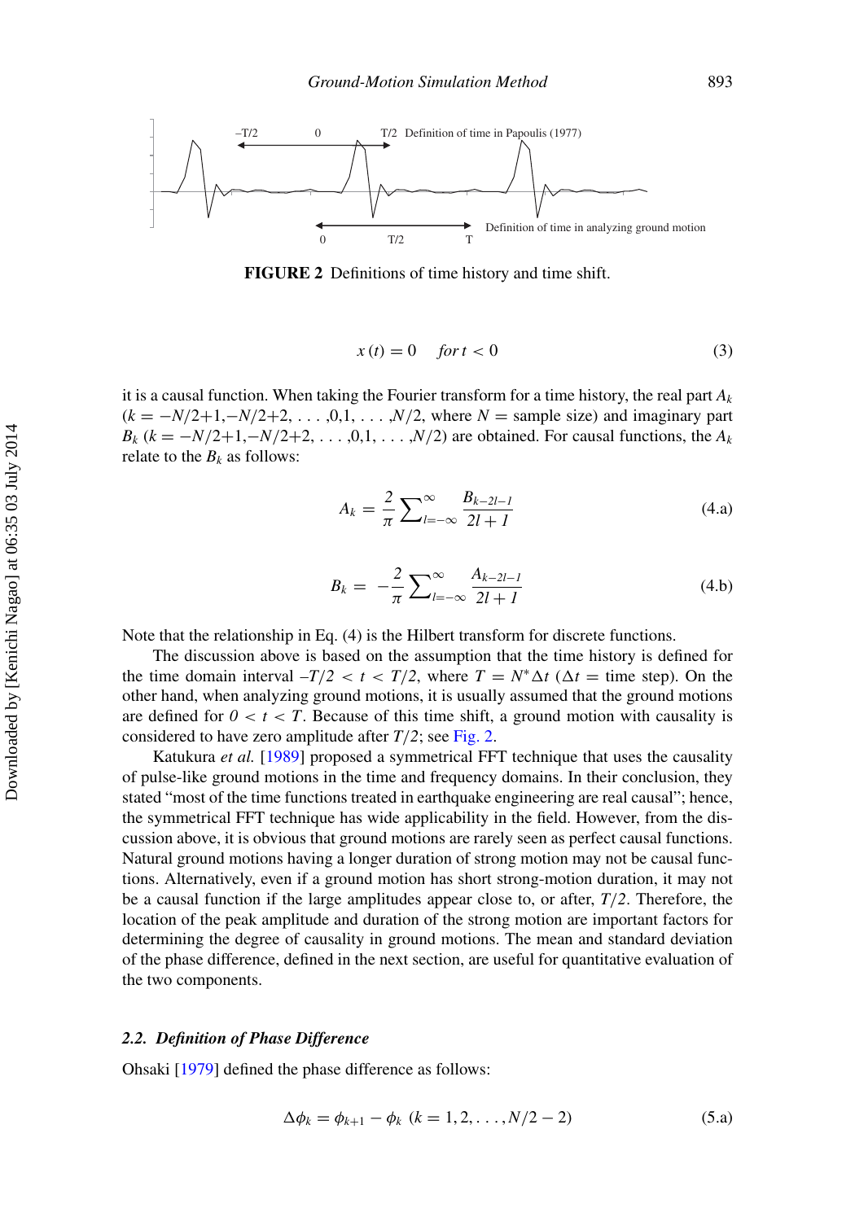FIGURE 2 Definitions of time history and time shift.

$$x(t) = 0 \quad for\, t < 0 \tag{3}$$

it is a causal function. When taking the Fourier transform for a time history, the real part $A_k$ ($k = -N/2+1, -N/2+2, \ldots, 0, 1, \ldots, N/2$, where $N$ = sample size) and imaginary part $B_k$ ($k = -N/2+1, -N/2+2, \ldots, 0, 1, \ldots, N/2$) are obtained. For causal functions, the $A_k$ relate to the $B_k$ as follows:

$$A_k = \frac{2}{\pi} \sum_{l=-\infty}^{\infty} \frac{B_{k-2l-1}}{2l+1} \tag{4.a}$$

$$B_k = -\frac{2}{\pi} \sum_{l=-\infty}^{\infty} \frac{A_{k-2l-1}}{2l+1} \tag{4.b}$$

Note that the relationship in Eq. (4) is the Hilbert transform for discrete functions.

The discussion above is based on the assumption that the time history is defined for the time domain interval $-T/2 < t < T/2$, where $T = N^{*}\Delta t$ ($\Delta t$ = time step). On the other hand, when analyzing ground motions, it is usually assumed that the ground motions are defined for $0 < t < T$. Because of this time shift, a ground motion with causality is considered to have zero amplitude after $T/2$; see Fig. 2.

Katukura *et al.* [1989] proposed a symmetrical FFT technique that uses the causality of pulse-like ground motions in the time and frequency domains. In their conclusion, they stated "most of the time functions treated in earthquake engineering are real causal"; hence, the symmetrical FFT technique has wide applicability in the field. However, from the discussion above, it is obvious that ground motions are rarely seen as perfect causal functions. Natural ground motions having a longer duration of strong motion may not be causal functions. Alternatively, even if a ground motion has short strong-motion duration, it may not be a causal function if the large amplitudes appear close to, or after, $T/2$. Therefore, the location of the peak amplitude and duration of the strong motion are important factors for determining the degree of causality in ground motions. The mean and standard deviation of the phase difference, defined in the next section, are useful for quantitative evaluation of the two components.

### *2.2. Definition of Phase Difference*

Ohsaki [1979] defined the phase difference as follows:

$$\Delta\phi_k = \phi_{k+1} - \phi_k \;\; (k = 1, 2, \ldots, N/2 - 2) \tag{5.a}$$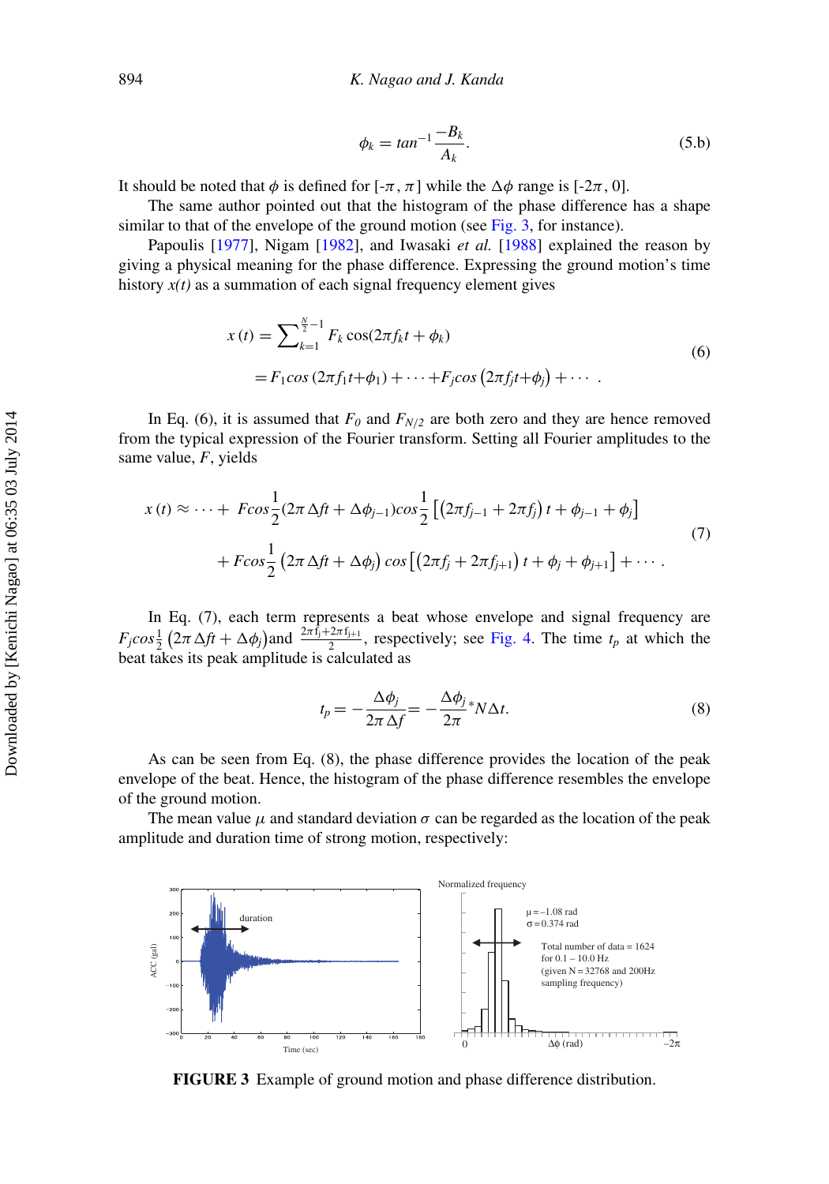$$\phi_k = tan^{-1}\frac{-B_k}{A_k}. \tag{5.b}$$

It should be noted that $\phi$ is defined for [-$\pi$, $\pi$] while the $\Delta\phi$ range is [-2$\pi$, 0].

The same author pointed out that the histogram of the phase difference has a shape similar to that of the envelope of the ground motion (see Fig. 3, for instance).

Papoulis [1977], Nigam [1982], and Iwasaki *et al.* [1988] explained the reason by giving a physical meaning for the phase difference. Expressing the ground motion's time history *x(t)* as a summation of each signal frequency element gives

$$\begin{aligned} x(t) &= \sum_{k=1}^{\frac{N}{2}-1} F_k \cos(2\pi f_k t + \phi_k) \\ &= F_1 cos\,(2\pi f_1 t+\phi_1) + \cdots + F_j cos\left(2\pi f_j t+\phi_j\right) + \cdots \ . \end{aligned} \tag{6}$$

In Eq. (6), it is assumed that $F_0$ and $F_{N/2}$ are both zero and they are hence removed from the typical expression of the Fourier transform. Setting all Fourier amplitudes to the same value, $F$, yields

$$\begin{aligned} x(t) \approx \cdots + \ & Fcos\frac{1}{2}(2\pi\Delta f t + \Delta\phi_{j-1})cos\frac{1}{2}\left[\left(2\pi f_{j-1} + 2\pi f_j\right)t + \phi_{j-1} + \phi_j\right] \\ & + Fcos\frac{1}{2}\left(2\pi\Delta f t + \Delta\phi_j\right)cos\left[\left(2\pi f_j + 2\pi f_{j+1}\right)t + \phi_j + \phi_{j+1}\right] + \cdots . \end{aligned} \tag{7}$$

In Eq. (7), each term represents a beat whose envelope and signal frequency are $F_j cos\frac{1}{2}\left(2\pi\Delta f t + \Delta\phi_j\right)$and $\frac{2\pi f_j + 2\pi f_{j+1}}{2}$, respectively; see Fig. 4. The time $t_p$ at which the beat takes its peak amplitude is calculated as

$$t_p = -\frac{\Delta\phi_j}{2\pi\,\Delta f} = -\frac{\Delta\phi_j}{2\pi}{}^{*}N\Delta t. \tag{8}$$

As can be seen from Eq. (8), the phase difference provides the location of the peak envelope of the beat. Hence, the histogram of the phase difference resembles the envelope of the ground motion.

The mean value $\mu$ and standard deviation $\sigma$ can be regarded as the location of the peak amplitude and duration time of strong motion, respectively:

**FIGURE 3** Example of ground motion and phase difference distribution.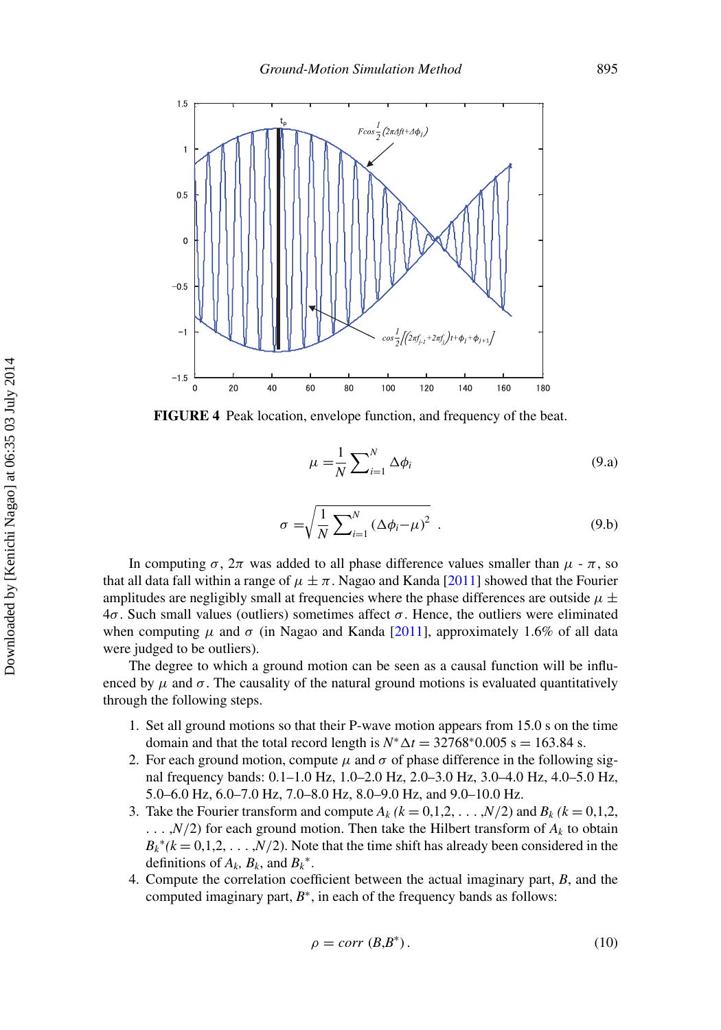**FIGURE 4** Peak location, envelope function, and frequency of the beat.

$$\mu = \frac{1}{N}\sum_{i=1}^{N} \Delta\phi_i \tag{9.a}$$

$$\sigma = \sqrt{\frac{1}{N}\sum_{i=1}^{N} (\Delta\phi_i - \mu)^2}\ . \tag{9.b}$$

In computing $\sigma$, $2\pi$ was added to all phase difference values smaller than $\mu$ - $\pi$, so that all data fall within a range of $\mu \pm \pi$. Nagao and Kanda [2011] showed that the Fourier amplitudes are negligibly small at frequencies where the phase differences are outside $\mu \pm 4\sigma$. Such small values (outliers) sometimes affect $\sigma$. Hence, the outliers were eliminated when computing $\mu$ and $\sigma$ (in Nagao and Kanda [2011], approximately 1.6% of all data were judged to be outliers).

The degree to which a ground motion can be seen as a causal function will be influenced by $\mu$ and $\sigma$. The causality of the natural ground motions is evaluated quantitatively through the following steps.

1. Set all ground motions so that their P-wave motion appears from 15.0 s on the time domain and that the total record length is $N^*\Delta t = 32768^*0.005$ s = 163.84 s.
2. For each ground motion, compute $\mu$ and $\sigma$ of phase difference in the following signal frequency bands: 0.1–1.0 Hz, 1.0–2.0 Hz, 2.0–3.0 Hz, 3.0–4.0 Hz, 4.0–5.0 Hz, 5.0–6.0 Hz, 6.0–7.0 Hz, 7.0–8.0 Hz, 8.0–9.0 Hz, and 9.0–10.0 Hz.
3. Take the Fourier transform and compute $A_k$ $(k = 0,1,2, \ldots ,N/2)$ and $B_k$ $(k = 0,1,2, \ldots ,N/2)$ for each ground motion. Then take the Hilbert transform of $A_k$ to obtain $B_k{}^*(k = 0,1,2, \ldots ,N/2)$. Note that the time shift has already been considered in the definitions of $A_k$, $B_k$, and $B_k{}^*$.
4. Compute the correlation coefficient between the actual imaginary part, $B$, and the computed imaginary part, $B^*$, in each of the frequency bands as follows:

$$\rho = corr\ (B,B^*)\,. \tag{10}$$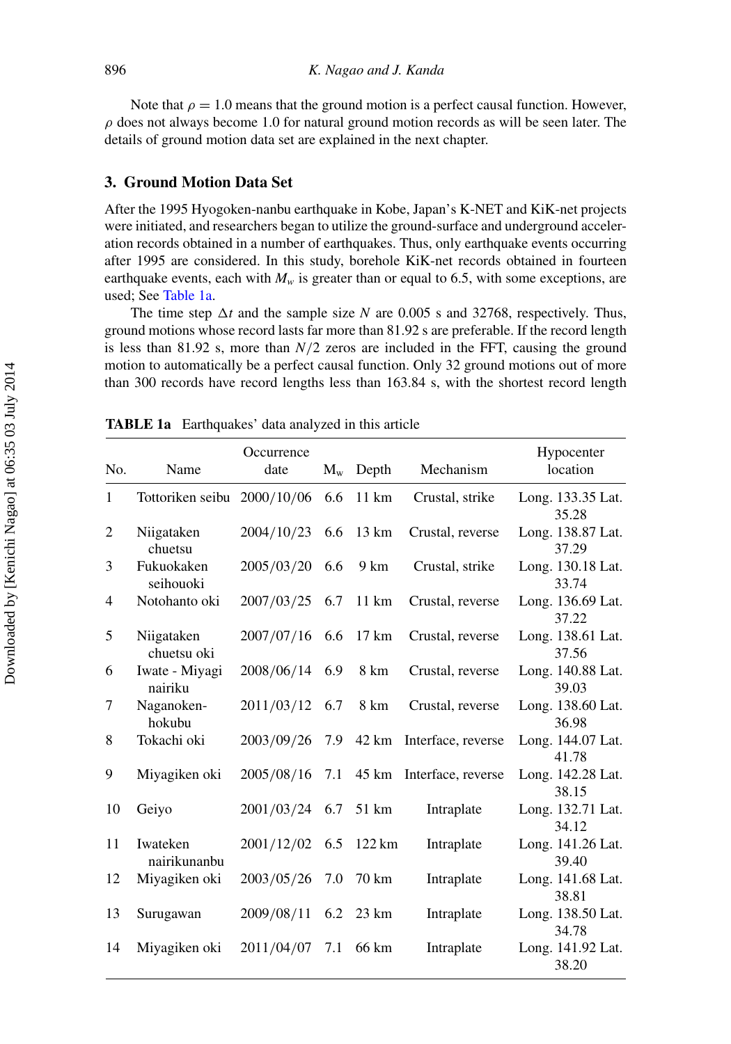Note that $\rho = 1.0$ means that the ground motion is a perfect causal function. However, $\rho$ does not always become 1.0 for natural ground motion records as will be seen later. The details of ground motion data set are explained in the next chapter.

## 3. Ground Motion Data Set

After the 1995 Hyogoken-nanbu earthquake in Kobe, Japan's K-NET and KiK-net projects were initiated, and researchers began to utilize the ground-surface and underground acceleration records obtained in a number of earthquakes. Thus, only earthquake events occurring after 1995 are considered. In this study, borehole KiK-net records obtained in fourteen earthquake events, each with $M_w$ is greater than or equal to 6.5, with some exceptions, are used; See Table 1a.

The time step $\Delta t$ and the sample size $N$ are 0.005 s and 32768, respectively. Thus, ground motions whose record lasts far more than 81.92 s are preferable. If the record length is less than 81.92 s, more than $N/2$ zeros are included in the FFT, causing the ground motion to automatically be a perfect causal function. Only 32 ground motions out of more than 300 records have record lengths less than 163.84 s, with the shortest record length

**TABLE 1a** Earthquakes' data analyzed in this article

| No. | Name | Occurrence date | $M_w$ | Depth | Mechanism | Hypocenter location |
|---|---|---|---|---|---|---|
| 1 | Tottoriken seibu | 2000/10/06 | 6.6 | 11 km | Crustal, strike | Long. 133.35 Lat. 35.28 |
| 2 | Niigataken chuetsu | 2004/10/23 | 6.6 | 13 km | Crustal, reverse | Long. 138.87 Lat. 37.29 |
| 3 | Fukuokaken seihouoki | 2005/03/20 | 6.6 | 9 km | Crustal, strike | Long. 130.18 Lat. 33.74 |
| 4 | Notohanto oki | 2007/03/25 | 6.7 | 11 km | Crustal, reverse | Long. 136.69 Lat. 37.22 |
| 5 | Niigataken chuetsu oki | 2007/07/16 | 6.6 | 17 km | Crustal, reverse | Long. 138.61 Lat. 37.56 |
| 6 | Iwate - Miyagi nairiku | 2008/06/14 | 6.9 | 8 km | Crustal, reverse | Long. 140.88 Lat. 39.03 |
| 7 | Naganoken-hokubu | 2011/03/12 | 6.7 | 8 km | Crustal, reverse | Long. 138.60 Lat. 36.98 |
| 8 | Tokachi oki | 2003/09/26 | 7.9 | 42 km | Interface, reverse | Long. 144.07 Lat. 41.78 |
| 9 | Miyagiken oki | 2005/08/16 | 7.1 | 45 km | Interface, reverse | Long. 142.28 Lat. 38.15 |
| 10 | Geiyo | 2001/03/24 | 6.7 | 51 km | Intraplate | Long. 132.71 Lat. 34.12 |
| 11 | Iwateken nairikunanbu | 2001/12/02 | 6.5 | 122 km | Intraplate | Long. 141.26 Lat. 39.40 |
| 12 | Miyagiken oki | 2003/05/26 | 7.0 | 70 km | Intraplate | Long. 141.68 Lat. 38.81 |
| 13 | Surugawan | 2009/08/11 | 6.2 | 23 km | Intraplate | Long. 138.50 Lat. 34.78 |
| 14 | Miyagiken oki | 2011/04/07 | 7.1 | 66 km | Intraplate | Long. 141.92 Lat. 38.20 |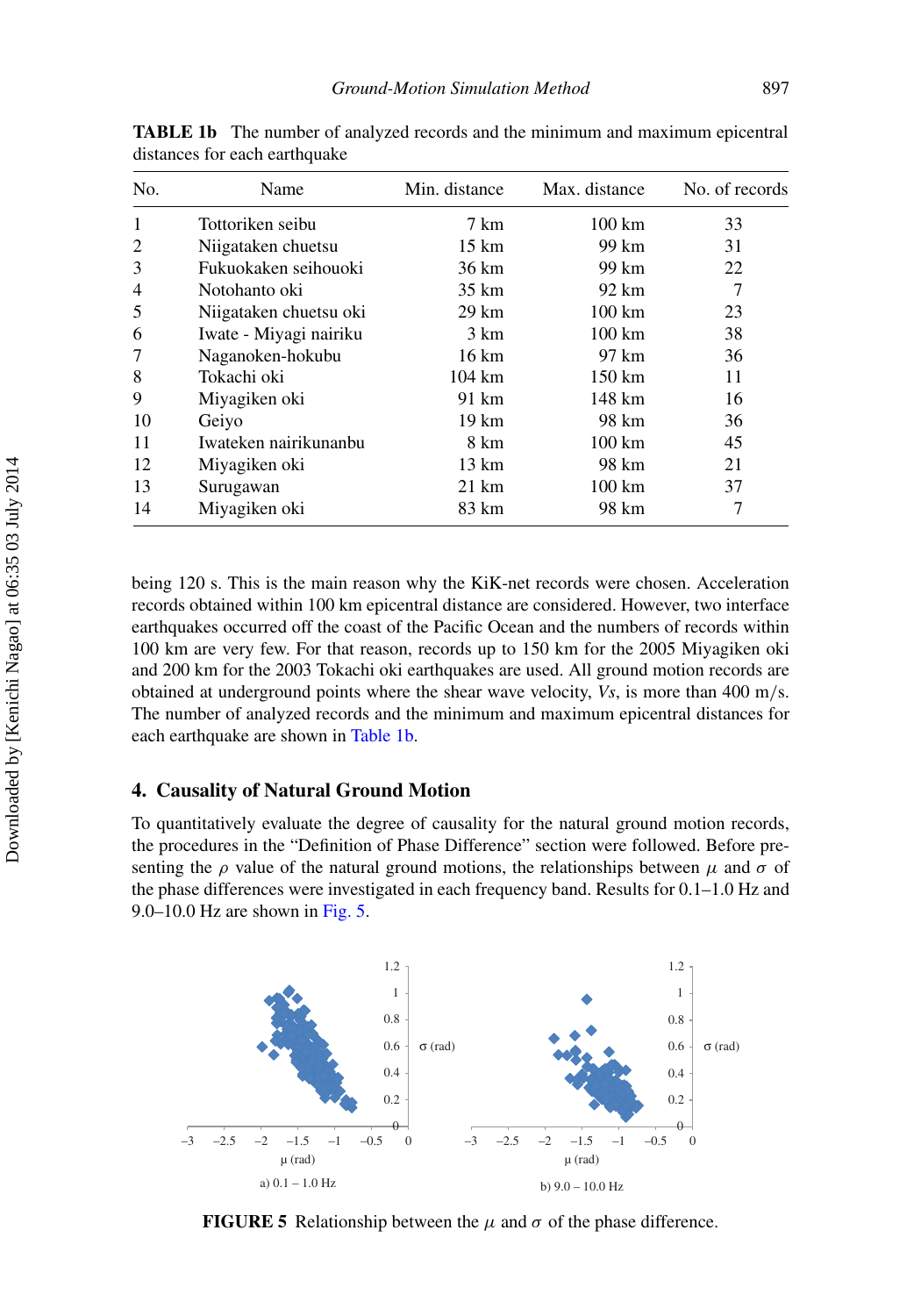**TABLE 1b** The number of analyzed records and the minimum and maximum epicentral distances for each earthquake

| No. | Name | Min. distance | Max. distance | No. of records |
|---|---|---|---|---|
| 1 | Tottoriken seibu | 7 km | 100 km | 33 |
| 2 | Niigataken chuetsu | 15 km | 99 km | 31 |
| 3 | Fukuokaken seihouoki | 36 km | 99 km | 22 |
| 4 | Notohanto oki | 35 km | 92 km | 7 |
| 5 | Niigataken chuetsu oki | 29 km | 100 km | 23 |
| 6 | Iwate - Miyagi nairiku | 3 km | 100 km | 38 |
| 7 | Naganoken-hokubu | 16 km | 97 km | 36 |
| 8 | Tokachi oki | 104 km | 150 km | 11 |
| 9 | Miyagiken oki | 91 km | 148 km | 16 |
| 10 | Geiyo | 19 km | 98 km | 36 |
| 11 | Iwateken nairikunanbu | 8 km | 100 km | 45 |
| 12 | Miyagiken oki | 13 km | 98 km | 21 |
| 13 | Surugawan | 21 km | 100 km | 37 |
| 14 | Miyagiken oki | 83 km | 98 km | 7 |

being 120 s. This is the main reason why the KiK-net records were chosen. Acceleration records obtained within 100 km epicentral distance are considered. However, two interface earthquakes occurred off the coast of the Pacific Ocean and the numbers of records within 100 km are very few. For that reason, records up to 150 km for the 2005 Miyagiken oki and 200 km for the 2003 Tokachi oki earthquakes are used. All ground motion records are obtained at underground points where the shear wave velocity, $Vs$, is more than 400 m/s. The number of analyzed records and the minimum and maximum epicentral distances for each earthquake are shown in Table 1b.

## 4. Causality of Natural Ground Motion

To quantitatively evaluate the degree of causality for the natural ground motion records, the procedures in the "Definition of Phase Difference" section were followed. Before presenting the $\rho$ value of the natural ground motions, the relationships between $\mu$ and $\sigma$ of the phase differences were investigated in each frequency band. Results for 0.1–1.0 Hz and 9.0–10.0 Hz are shown in Fig. 5.

a) 0.1 – 1.0 Hz

b) 9.0 – 10.0 Hz

**FIGURE 5** Relationship between the $\mu$ and $\sigma$ of the phase difference.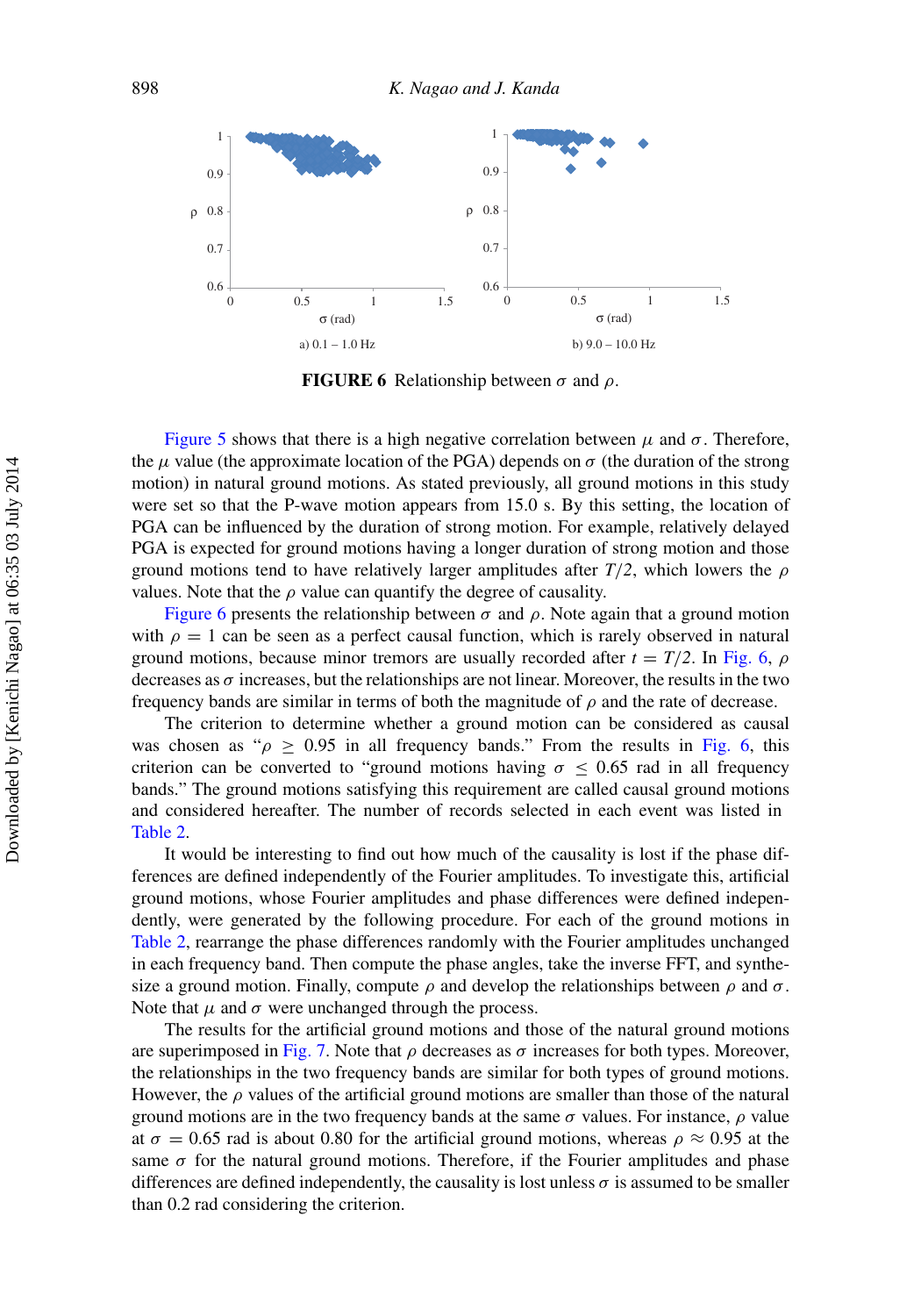a) 0.1 – 1.0 Hz

b) 9.0 – 10.0 Hz

**FIGURE 6** Relationship between $\sigma$ and $\rho$.

Figure 5 shows that there is a high negative correlation between $\mu$ and $\sigma$. Therefore, the $\mu$ value (the approximate location of the PGA) depends on $\sigma$ (the duration of the strong motion) in natural ground motions. As stated previously, all ground motions in this study were set so that the P-wave motion appears from 15.0 s. By this setting, the location of PGA can be influenced by the duration of strong motion. For example, relatively delayed PGA is expected for ground motions having a longer duration of strong motion and those ground motions tend to have relatively larger amplitudes after $T/2$, which lowers the $\rho$ values. Note that the $\rho$ value can quantify the degree of causality.

Figure 6 presents the relationship between $\sigma$ and $\rho$. Note again that a ground motion with $\rho = 1$ can be seen as a perfect causal function, which is rarely observed in natural ground motions, because minor tremors are usually recorded after $t = T/2$. In Fig. 6, $\rho$ decreases as $\sigma$ increases, but the relationships are not linear. Moreover, the results in the two frequency bands are similar in terms of both the magnitude of $\rho$ and the rate of decrease.

The criterion to determine whether a ground motion can be considered as causal was chosen as "$\rho \geq 0.95$ in all frequency bands." From the results in Fig. 6, this criterion can be converted to "ground motions having $\sigma \leq 0.65$ rad in all frequency bands." The ground motions satisfying this requirement are called causal ground motions and considered hereafter. The number of records selected in each event was listed in Table 2.

It would be interesting to find out how much of the causality is lost if the phase differences are defined independently of the Fourier amplitudes. To investigate this, artificial ground motions, whose Fourier amplitudes and phase differences were defined independently, were generated by the following procedure. For each of the ground motions in Table 2, rearrange the phase differences randomly with the Fourier amplitudes unchanged in each frequency band. Then compute the phase angles, take the inverse FFT, and synthesize a ground motion. Finally, compute $\rho$ and develop the relationships between $\rho$ and $\sigma$. Note that $\mu$ and $\sigma$ were unchanged through the process.

The results for the artificial ground motions and those of the natural ground motions are superimposed in Fig. 7. Note that $\rho$ decreases as $\sigma$ increases for both types. Moreover, the relationships in the two frequency bands are similar for both types of ground motions. However, the $\rho$ values of the artificial ground motions are smaller than those of the natural ground motions are in the two frequency bands at the same $\sigma$ values. For instance, $\rho$ value at $\sigma = 0.65$ rad is about 0.80 for the artificial ground motions, whereas $\rho \approx 0.95$ at the same $\sigma$ for the natural ground motions. Therefore, if the Fourier amplitudes and phase differences are defined independently, the causality is lost unless $\sigma$ is assumed to be smaller than 0.2 rad considering the criterion.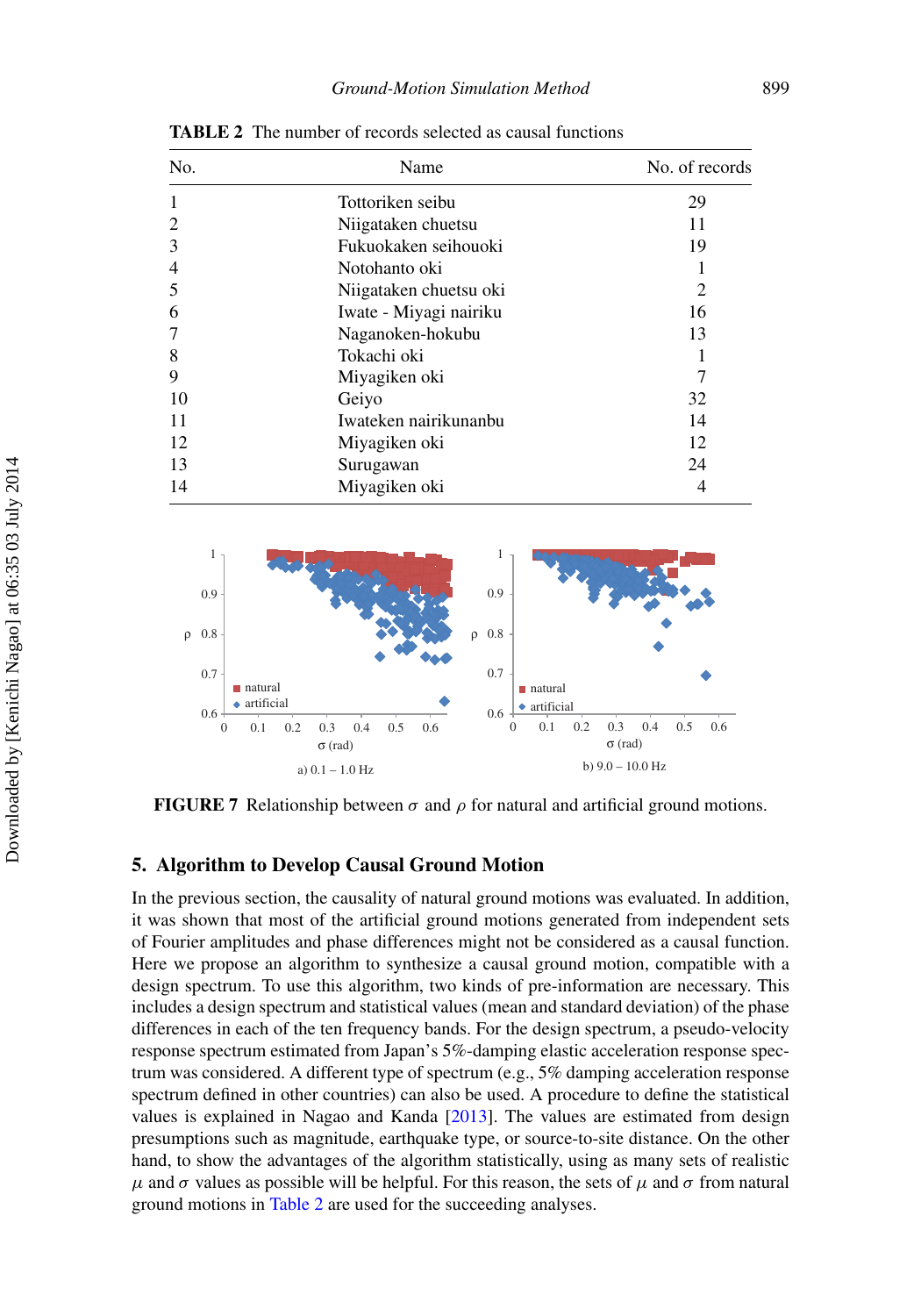**TABLE 2** The number of records selected as causal functions

| No. | Name | No. of records |
|---|---|---|
| 1 | Tottoriken seibu | 29 |
| 2 | Niigataken chuetsu | 11 |
| 3 | Fukuokaken seihouoki | 19 |
| 4 | Notohanto oki | 1 |
| 5 | Niigataken chuetsu oki | 2 |
| 6 | Iwate - Miyagi nairiku | 16 |
| 7 | Naganoken-hokubu | 13 |
| 8 | Tokachi oki | 1 |
| 9 | Miyagiken oki | 7 |
| 10 | Geiyo | 32 |
| 11 | Iwateken nairikunanbu | 14 |
| 12 | Miyagiken oki | 12 |
| 13 | Surugawan | 24 |
| 14 | Miyagiken oki | 4 |

**FIGURE 7** Relationship between $\sigma$ and $\rho$ for natural and artificial ground motions.

## 5. Algorithm to Develop Causal Ground Motion

In the previous section, the causality of natural ground motions was evaluated. In addition, it was shown that most of the artificial ground motions generated from independent sets of Fourier amplitudes and phase differences might not be considered as a causal function. Here we propose an algorithm to synthesize a causal ground motion, compatible with a design spectrum. To use this algorithm, two kinds of pre-information are necessary. This includes a design spectrum and statistical values (mean and standard deviation) of the phase differences in each of the ten frequency bands. For the design spectrum, a pseudo-velocity response spectrum estimated from Japan's 5%-damping elastic acceleration response spectrum was considered. A different type of spectrum (e.g., 5% damping acceleration response spectrum defined in other countries) can also be used. A procedure to define the statistical values is explained in Nagao and Kanda [2013]. The values are estimated from design presumptions such as magnitude, earthquake type, or source-to-site distance. On the other hand, to show the advantages of the algorithm statistically, using as many sets of realistic $\mu$ and $\sigma$ values as possible will be helpful. For this reason, the sets of $\mu$ and $\sigma$ from natural ground motions in Table 2 are used for the succeeding analyses.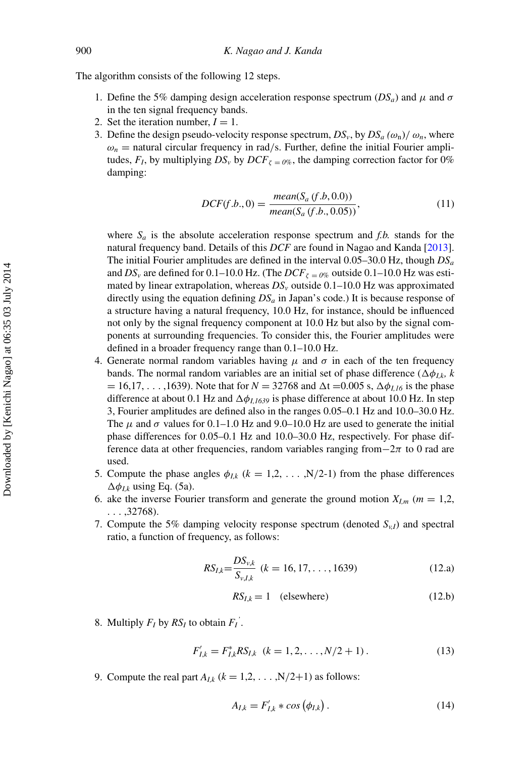The algorithm consists of the following 12 steps.

1. Define the 5% damping design acceleration response spectrum ($DS_a$) and $\mu$ and $\sigma$ in the ten signal frequency bands.
2. Set the iteration number, $I = 1$.
3. Define the design pseudo-velocity response spectrum, $DS_v$, by $DS_a\ (\omega_n)/\ \omega_n$, where $\omega_n$ = natural circular frequency in rad/s. Further, define the initial Fourier amplitudes, $F_I$, by multiplying $DS_v$ by $DCF_{\zeta=0\%}$, the damping correction factor for 0% damping:

$$DCF(f.b., 0) = \frac{mean(S_a\,(f.b, 0.0))}{mean(S_a\,(f.b., 0.05))}, \tag{11}$$

   where $S_a$ is the absolute acceleration response spectrum and *f.b.* stands for the natural frequency band. Details of this *DCF* are found in Nagao and Kanda [2013]. The initial Fourier amplitudes are defined in the interval 0.05–30.0 Hz, though $DS_a$ and $DS_v$ are defined for 0.1–10.0 Hz. (The $DCF_{\zeta=0\%}$ outside 0.1–10.0 Hz was estimated by linear extrapolation, whereas $DS_v$ outside 0.1–10.0 Hz was approximated directly using the equation defining $DS_a$ in Japan's code.) It is because response of a structure having a natural frequency, 10.0 Hz, for instance, should be influenced not only by the signal frequency component at 10.0 Hz but also by the signal components at surrounding frequencies. To consider this, the Fourier amplitudes were defined in a broader frequency range than 0.1–10.0 Hz.

4. Generate normal random variables having $\mu$ and $\sigma$ in each of the ten frequency bands. The normal random variables are an initial set of phase difference ($\Delta\phi_{I,k}$, $k$ = 16,17, . . . ,1639). Note that for $N = 32768$ and $\Delta t = 0.005$ s, $\Delta\phi_{I,16}$ is the phase difference at about 0.1 Hz and $\Delta\phi_{I,1639}$ is phase difference at about 10.0 Hz. In step 3, Fourier amplitudes are defined also in the ranges 0.05–0.1 Hz and 10.0–30.0 Hz. The $\mu$ and $\sigma$ values for 0.1–1.0 Hz and 9.0–10.0 Hz are used to generate the initial phase differences for 0.05–0.1 Hz and 10.0–30.0 Hz, respectively. For phase difference data at other frequencies, random variables ranging from $-2\pi$ to 0 rad are used.
5. Compute the phase angles $\phi_{I,k}$ ($k$ = 1,2, . . . ,N/2-1) from the phase differences $\Delta\phi_{I,k}$ using Eq. (5a).
6. ake the inverse Fourier transform and generate the ground motion $X_{I,m}$ ($m$ = 1,2, . . . ,32768).
7. Compute the 5% damping velocity response spectrum (denoted $S_{v,I}$) and spectral ratio, a function of frequency, as follows:

$$RS_{I,k} = \frac{DS_{v,k}}{S_{v,I,k}}\ \ (k = 16, 17, \ldots, 1639) \tag{12.a}$$

$$RS_{I,k} = 1 \quad \text{(elsewhere)} \tag{12.b}$$

8. Multiply $F_I$ by $RS_I$ to obtain $F_I^{'}$.

$$F'_{I,k} = F^{*}_{I,k} RS_{I,k}\ \ (k = 1, 2, \ldots, N/2 + 1)\,. \tag{13}$$

9. Compute the real part $A_{I,k}$ ($k$ = 1,2, . . . ,N/2+1) as follows:

$$A_{I,k} = F'_{I,k} * cos\left(\phi_{I,k}\right). \tag{14}$$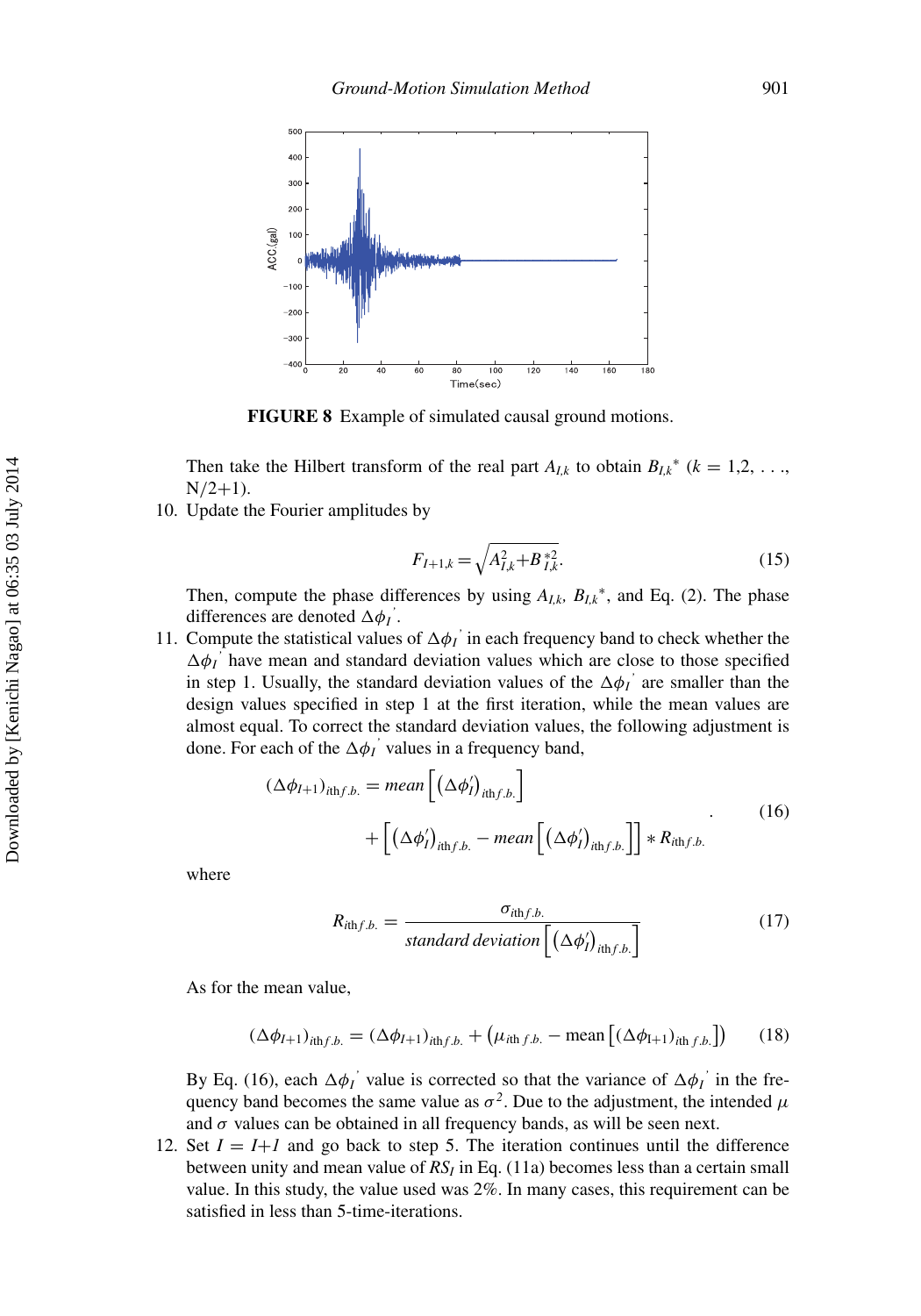**FIGURE 8** Example of simulated causal ground motions.

Then take the Hilbert transform of the real part $A_{I,k}$ to obtain $B_{I,k}{}^{*}$ ($k$ = 1,2, . . ., N/2+1).

10. Update the Fourier amplitudes by

$$F_{I+1,k} = \sqrt{A_{I,k}^2 + B_{I,k}^{*2}}. \tag{15}$$

Then, compute the phase differences by using $A_{I,k}$, $B_{I,k}{}^{*}$, and Eq. (2). The phase differences are denoted $\Delta\phi_I{}'$.

11. Compute the statistical values of $\Delta\phi_I{}'$ in each frequency band to check whether the $\Delta\phi_I{}'$ have mean and standard deviation values which are close to those specified in step 1. Usually, the standard deviation values of the $\Delta\phi_I{}'$ are smaller than the design values specified in step 1 at the first iteration, while the mean values are almost equal. To correct the standard deviation values, the following adjustment is done. For each of the $\Delta\phi_I{}'$ values in a frequency band,

$$\begin{aligned}(\Delta\phi_{I+1})_{\mathrm{ith}\,f.b.} = mean\left[\left(\Delta\phi_I'\right)_{\mathrm{ith}\,f.b.}\right] \\ + \left[\left(\Delta\phi_I'\right)_{\mathrm{ith}\,f.b.} - mean\left[\left(\Delta\phi_I'\right)_{\mathrm{ith}\,f.b.}\right]\right] * R_{\mathrm{ith}\,f.b.}\end{aligned} \tag{16}$$

where

$$R_{\mathrm{ith}\,f.b.} = \frac{\sigma_{\mathrm{ith}\,f.b.}}{standard\ deviation\left[\left(\Delta\phi_I'\right)_{\mathrm{ith}\,f.b.}\right]} \tag{17}$$

As for the mean value,

$$(\Delta\phi_{I+1})_{\mathrm{ith}\,f.b.} = (\Delta\phi_{I+1})_{\mathrm{ith}\,f.b.} + \left(\mu_{\mathrm{ith}\ f.b.} - \mathrm{mean}\left[(\Delta\phi_{\mathrm{I+1}})_{\mathrm{ith}\ f.b.}\right]\right) \tag{18}$$

By Eq. (16), each $\Delta\phi_I{}'$ value is corrected so that the variance of $\Delta\phi_I{}'$ in the frequency band becomes the same value as $\sigma^2$. Due to the adjustment, the intended $\mu$ and $\sigma$ values can be obtained in all frequency bands, as will be seen next.

12. Set $I = I{+}1$ and go back to step 5. The iteration continues until the difference between unity and mean value of $RS_I$ in Eq. (11a) becomes less than a certain small value. In this study, the value used was 2%. In many cases, this requirement can be satisfied in less than 5-time-iterations.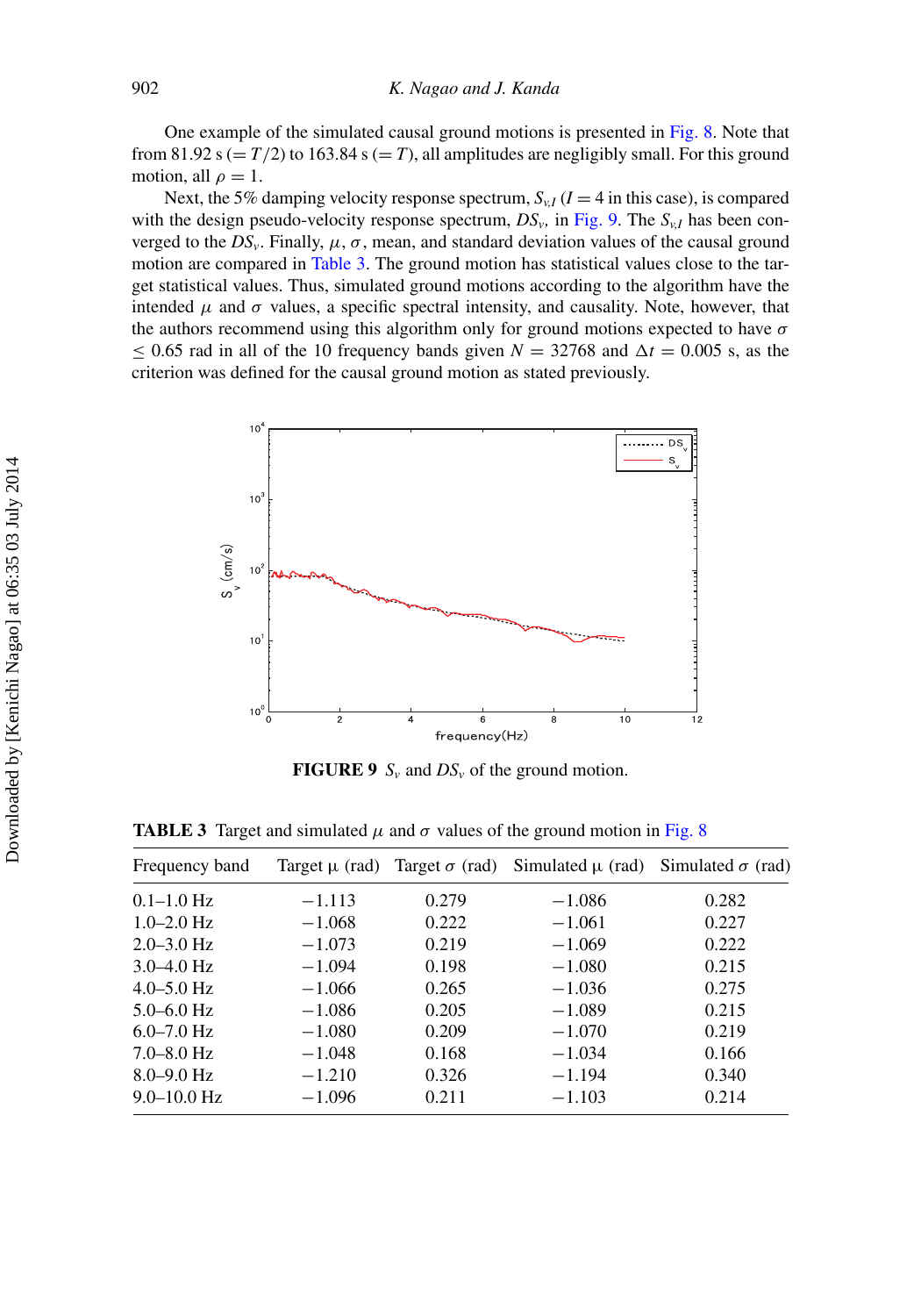One example of the simulated causal ground motions is presented in Fig. 8. Note that from 81.92 s ($= T/2$) to 163.84 s ($= T$), all amplitudes are negligibly small. For this ground motion, all $\rho = 1$.

Next, the 5% damping velocity response spectrum, $S_{v,I}$ ($I = 4$ in this case), is compared with the design pseudo-velocity response spectrum, $DS_v$, in Fig. 9. The $S_{v,I}$ has been converged to the $DS_v$. Finally, $\mu$, $\sigma$, mean, and standard deviation values of the causal ground motion are compared in Table 3. The ground motion has statistical values close to the target statistical values. Thus, simulated ground motions according to the algorithm have the intended $\mu$ and $\sigma$ values, a specific spectral intensity, and causality. Note, however, that the authors recommend using this algorithm only for ground motions expected to have $\sigma \leq 0.65$ rad in all of the 10 frequency bands given $N = 32768$ and $\Delta t = 0.005$ s, as the criterion was defined for the causal ground motion as stated previously.

**FIGURE 9** $S_v$ and $DS_v$ of the ground motion.

**TABLE 3** Target and simulated $\mu$ and $\sigma$ values of the ground motion in Fig. 8

| Frequency band | Target μ (rad) | Target σ (rad) | Simulated μ (rad) | Simulated σ (rad) |
|---|---|---|---|---|
| 0.1–1.0 Hz | −1.113 | 0.279 | −1.086 | 0.282 |
| 1.0–2.0 Hz | −1.068 | 0.222 | −1.061 | 0.227 |
| 2.0–3.0 Hz | −1.073 | 0.219 | −1.069 | 0.222 |
| 3.0–4.0 Hz | −1.094 | 0.198 | −1.080 | 0.215 |
| 4.0–5.0 Hz | −1.066 | 0.265 | −1.036 | 0.275 |
| 5.0–6.0 Hz | −1.086 | 0.205 | −1.089 | 0.215 |
| 6.0–7.0 Hz | −1.080 | 0.209 | −1.070 | 0.219 |
| 7.0–8.0 Hz | −1.048 | 0.168 | −1.034 | 0.166 |
| 8.0–9.0 Hz | −1.210 | 0.326 | −1.194 | 0.340 |
| 9.0–10.0 Hz | −1.096 | 0.211 | −1.103 | 0.214 |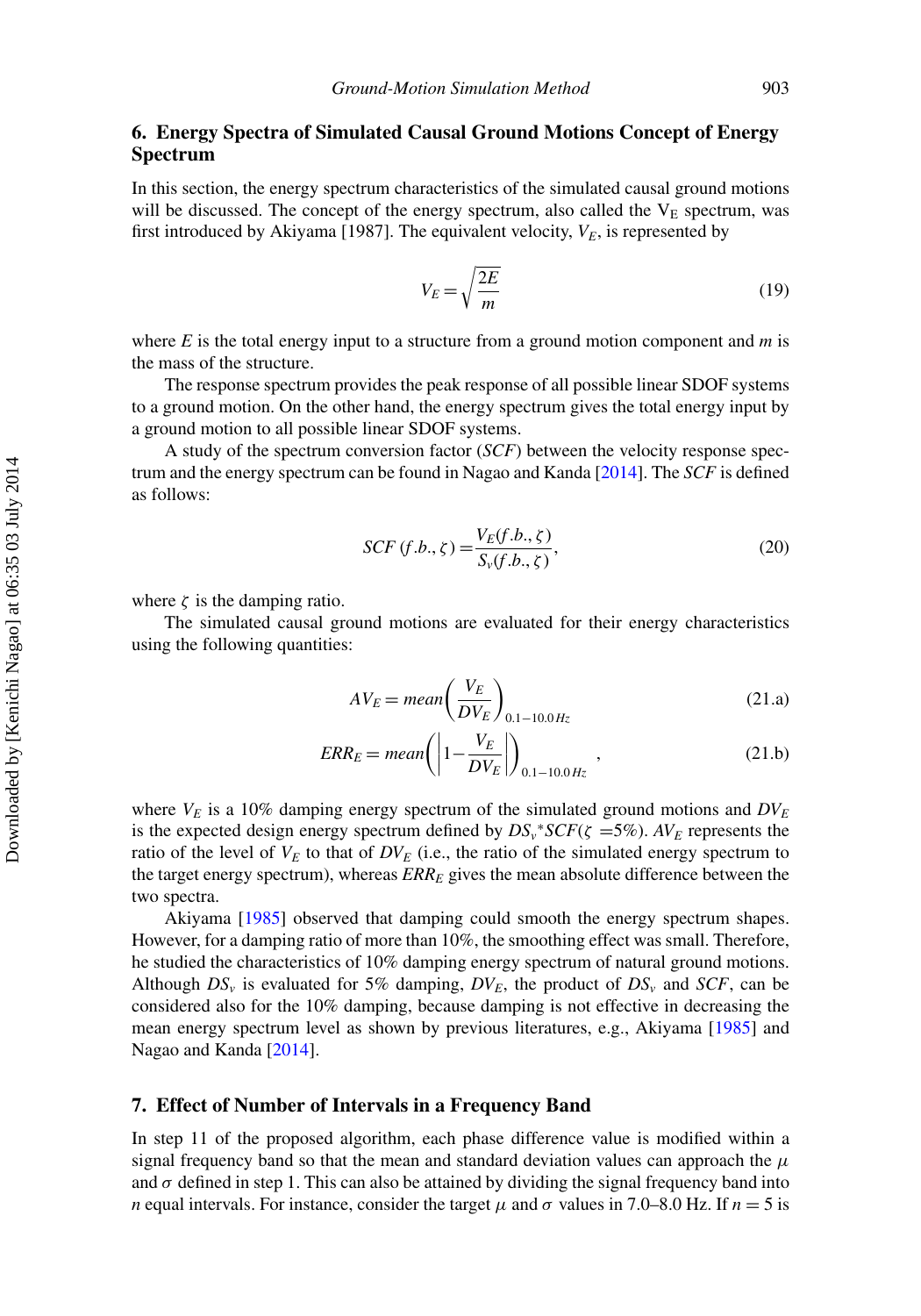## 6. Energy Spectra of Simulated Causal Ground Motions Concept of Energy Spectrum

In this section, the energy spectrum characteristics of the simulated causal ground motions will be discussed. The concept of the energy spectrum, also called the $V_E$ spectrum, was first introduced by Akiyama [1987]. The equivalent velocity, $V_E$, is represented by

$$V_E = \sqrt{\frac{2E}{m}} \tag{19}$$

where $E$ is the total energy input to a structure from a ground motion component and $m$ is the mass of the structure.

The response spectrum provides the peak response of all possible linear SDOF systems to a ground motion. On the other hand, the energy spectrum gives the total energy input by a ground motion to all possible linear SDOF systems.

A study of the spectrum conversion factor ($SCF$) between the velocity response spectrum and the energy spectrum can be found in Nagao and Kanda [2014]. The $SCF$ is defined as follows:

$$SCF\,(f.b., \zeta) = \frac{V_E(f.b., \zeta)}{S_v(f.b., \zeta)}, \tag{20}$$

where $\zeta$ is the damping ratio.

The simulated causal ground motions are evaluated for their energy characteristics using the following quantities:

$$AV_E = mean\left(\frac{V_E}{DV_E}\right)_{0.1-10.0\,Hz} \tag{21.a}$$

$$ERR_E = mean\left(\left|1 - \frac{V_E}{DV_E}\right|\right)_{0.1-10.0\,Hz}, \tag{21.b}$$

where $V_E$ is a 10% damping energy spectrum of the simulated ground motions and $DV_E$ is the expected design energy spectrum defined by $DS_v{}^*SCF(\zeta = 5\%)$. $AV_E$ represents the ratio of the level of $V_E$ to that of $DV_E$ (i.e., the ratio of the simulated energy spectrum to the target energy spectrum), whereas $ERR_E$ gives the mean absolute difference between the two spectra.

Akiyama [1985] observed that damping could smooth the energy spectrum shapes. However, for a damping ratio of more than 10%, the smoothing effect was small. Therefore, he studied the characteristics of 10% damping energy spectrum of natural ground motions. Although $DS_v$ is evaluated for 5% damping, $DV_E$, the product of $DS_v$ and $SCF$, can be considered also for the 10% damping, because damping is not effective in decreasing the mean energy spectrum level as shown by previous literatures, e.g., Akiyama [1985] and Nagao and Kanda [2014].

## 7. Effect of Number of Intervals in a Frequency Band

In step 11 of the proposed algorithm, each phase difference value is modified within a signal frequency band so that the mean and standard deviation values can approach the $\mu$ and $\sigma$ defined in step 1. This can also be attained by dividing the signal frequency band into $n$ equal intervals. For instance, consider the target $\mu$ and $\sigma$ values in 7.0–8.0 Hz. If $n = 5$ is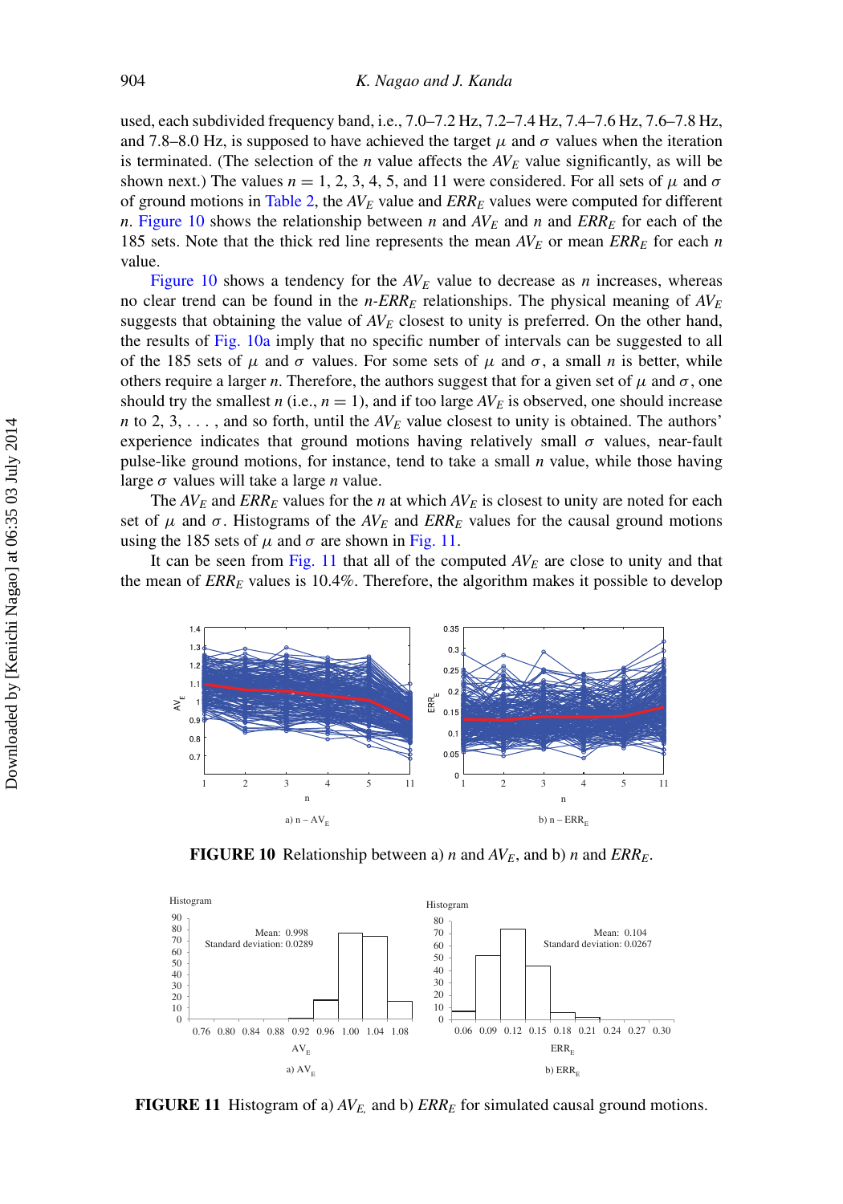used, each subdivided frequency band, i.e., 7.0–7.2 Hz, 7.2–7.4 Hz, 7.4–7.6 Hz, 7.6–7.8 Hz, and 7.8–8.0 Hz, is supposed to have achieved the target $\mu$ and $\sigma$ values when the iteration is terminated. (The selection of the $n$ value affects the $AV_E$ value significantly, as will be shown next.) The values $n = 1, 2, 3, 4, 5$, and 11 were considered. For all sets of $\mu$ and $\sigma$ of ground motions in Table 2, the $AV_E$ value and $ERR_E$ values were computed for different $n$. Figure 10 shows the relationship between $n$ and $AV_E$ and $n$ and $ERR_E$ for each of the 185 sets. Note that the thick red line represents the mean $AV_E$ or mean $ERR_E$ for each $n$ value.

Figure 10 shows a tendency for the $AV_E$ value to decrease as $n$ increases, whereas no clear trend can be found in the $n$-$ERR_E$ relationships. The physical meaning of $AV_E$ suggests that obtaining the value of $AV_E$ closest to unity is preferred. On the other hand, the results of Fig. 10a imply that no specific number of intervals can be suggested to all of the 185 sets of $\mu$ and $\sigma$ values. For some sets of $\mu$ and $\sigma$, a small $n$ is better, while others require a larger $n$. Therefore, the authors suggest that for a given set of $\mu$ and $\sigma$, one should try the smallest $n$ (i.e., $n = 1$), and if too large $AV_E$ is observed, one should increase $n$ to 2, 3, . . . , and so forth, until the $AV_E$ value closest to unity is obtained. The authors' experience indicates that ground motions having relatively small $\sigma$ values, near-fault pulse-like ground motions, for instance, tend to take a small $n$ value, while those having large $\sigma$ values will take a large $n$ value.

The $AV_E$ and $ERR_E$ values for the $n$ at which $AV_E$ is closest to unity are noted for each set of $\mu$ and $\sigma$. Histograms of the $AV_E$ and $ERR_E$ values for the causal ground motions using the 185 sets of $\mu$ and $\sigma$ are shown in Fig. 11.

It can be seen from Fig. 11 that all of the computed $AV_E$ are close to unity and that the mean of $ERR_E$ values is 10.4%. Therefore, the algorithm makes it possible to develop

**FIGURE 10** Relationship between a) $n$ and $AV_E$, and b) $n$ and $ERR_E$.

**FIGURE 11** Histogram of a) $AV_E$, and b) $ERR_E$ for simulated causal ground motions.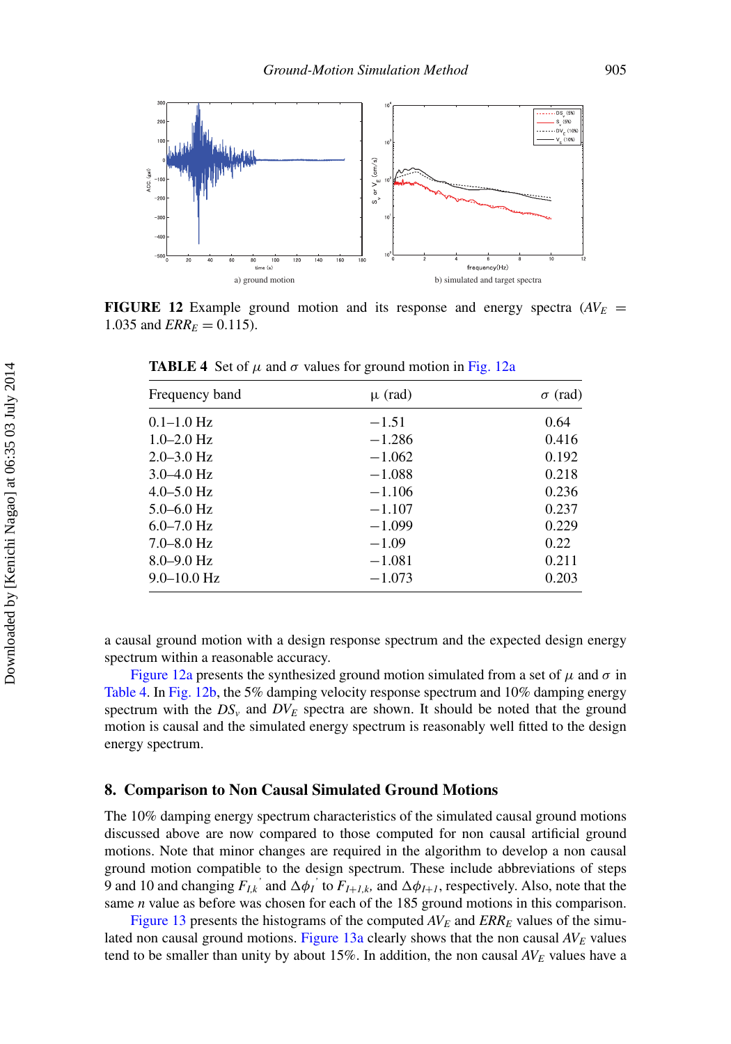**FIGURE 12** Example ground motion and its response and energy spectra ($AV_E$ = 1.035 and $ERR_E$ = 0.115).

**TABLE 4** Set of $\mu$ and $\sigma$ values for ground motion in Fig. 12a

| Frequency band | μ (rad) | σ (rad) |
|---|---|---|
| 0.1–1.0 Hz | −1.51 | 0.64 |
| 1.0–2.0 Hz | −1.286 | 0.416 |
| 2.0–3.0 Hz | −1.062 | 0.192 |
| 3.0–4.0 Hz | −1.088 | 0.218 |
| 4.0–5.0 Hz | −1.106 | 0.236 |
| 5.0–6.0 Hz | −1.107 | 0.237 |
| 6.0–7.0 Hz | −1.099 | 0.229 |
| 7.0–8.0 Hz | −1.09 | 0.22 |
| 8.0–9.0 Hz | −1.081 | 0.211 |
| 9.0–10.0 Hz | −1.073 | 0.203 |

a causal ground motion with a design response spectrum and the expected design energy spectrum within a reasonable accuracy.

Figure 12a presents the synthesized ground motion simulated from a set of $\mu$ and $\sigma$ in Table 4. In Fig. 12b, the 5% damping velocity response spectrum and 10% damping energy spectrum with the $DS_v$ and $DV_E$ spectra are shown. It should be noted that the ground motion is causal and the simulated energy spectrum is reasonably well fitted to the design energy spectrum.

## 8. Comparison to Non Causal Simulated Ground Motions

The 10% damping energy spectrum characteristics of the simulated causal ground motions discussed above are now compared to those computed for non causal artificial ground motions. Note that minor changes are required in the algorithm to develop a non causal ground motion compatible to the design spectrum. These include abbreviations of steps 9 and 10 and changing $F_{I,k}{}'$ and $\Delta\phi_I{}'$ to $F_{I+1,k}$, and $\Delta\phi_{I+1}$, respectively. Also, note that the same $n$ value as before was chosen for each of the 185 ground motions in this comparison.

Figure 13 presents the histograms of the computed $AV_E$ and $ERR_E$ values of the simulated non causal ground motions. Figure 13a clearly shows that the non causal $AV_E$ values tend to be smaller than unity by about 15%. In addition, the non causal $AV_E$ values have a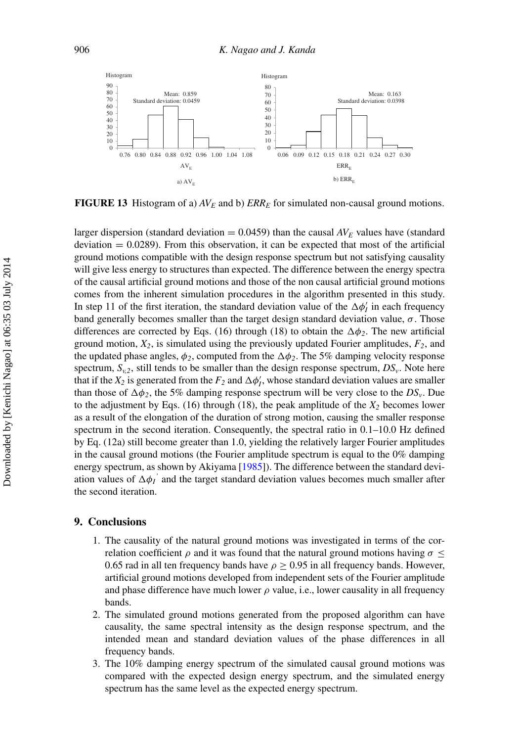FIGURE 13 Histogram of a) $AV_E$ and b) $ERR_E$ for simulated non-causal ground motions.

larger dispersion (standard deviation = 0.0459) than the causal $AV_E$ values have (standard deviation = 0.0289). From this observation, it can be expected that most of the artificial ground motions compatible with the design response spectrum but not satisfying causality will give less energy to structures than expected. The difference between the energy spectra of the causal artificial ground motions and those of the non causal artificial ground motions comes from the inherent simulation procedures in the algorithm presented in this study. In step 11 of the first iteration, the standard deviation value of the $\Delta\phi_I'$ in each frequency band generally becomes smaller than the target design standard deviation value, $\sigma$. Those differences are corrected by Eqs. (16) through (18) to obtain the $\Delta\phi_2$. The new artificial ground motion, $X_2$, is simulated using the previously updated Fourier amplitudes, $F_2$, and the updated phase angles, $\phi_2$, computed from the $\Delta\phi_2$. The 5% damping velocity response spectrum, $S_{v2}$, still tends to be smaller than the design response spectrum, $DS_v$. Note here that if the $X_2$ is generated from the $F_2$ and $\Delta\phi_I'$, whose standard deviation values are smaller than those of $\Delta\phi_2$, the 5% damping response spectrum will be very close to the $DS_v$. Due to the adjustment by Eqs. (16) through (18), the peak amplitude of the $X_2$ becomes lower as a result of the elongation of the duration of strong motion, causing the smaller response spectrum in the second iteration. Consequently, the spectral ratio in 0.1–10.0 Hz defined by Eq. (12a) still become greater than 1.0, yielding the relatively larger Fourier amplitudes in the causal ground motions (the Fourier amplitude spectrum is equal to the 0% damping energy spectrum, as shown by Akiyama [1985]). The difference between the standard deviation values of $\Delta\phi_I{}'$ and the target standard deviation values becomes much smaller after the second iteration.

## 9. Conclusions

1. The causality of the natural ground motions was investigated in terms of the correlation coefficient $\rho$ and it was found that the natural ground motions having $\sigma \leq 0.65$ rad in all ten frequency bands have $\rho \geq 0.95$ in all frequency bands. However, artificial ground motions developed from independent sets of the Fourier amplitude and phase difference have much lower $\rho$ value, i.e., lower causality in all frequency bands.
2. The simulated ground motions generated from the proposed algorithm can have causality, the same spectral intensity as the design response spectrum, and the intended mean and standard deviation values of the phase differences in all frequency bands.
3. The 10% damping energy spectrum of the simulated causal ground motions was compared with the expected design energy spectrum, and the simulated energy spectrum has the same level as the expected energy spectrum.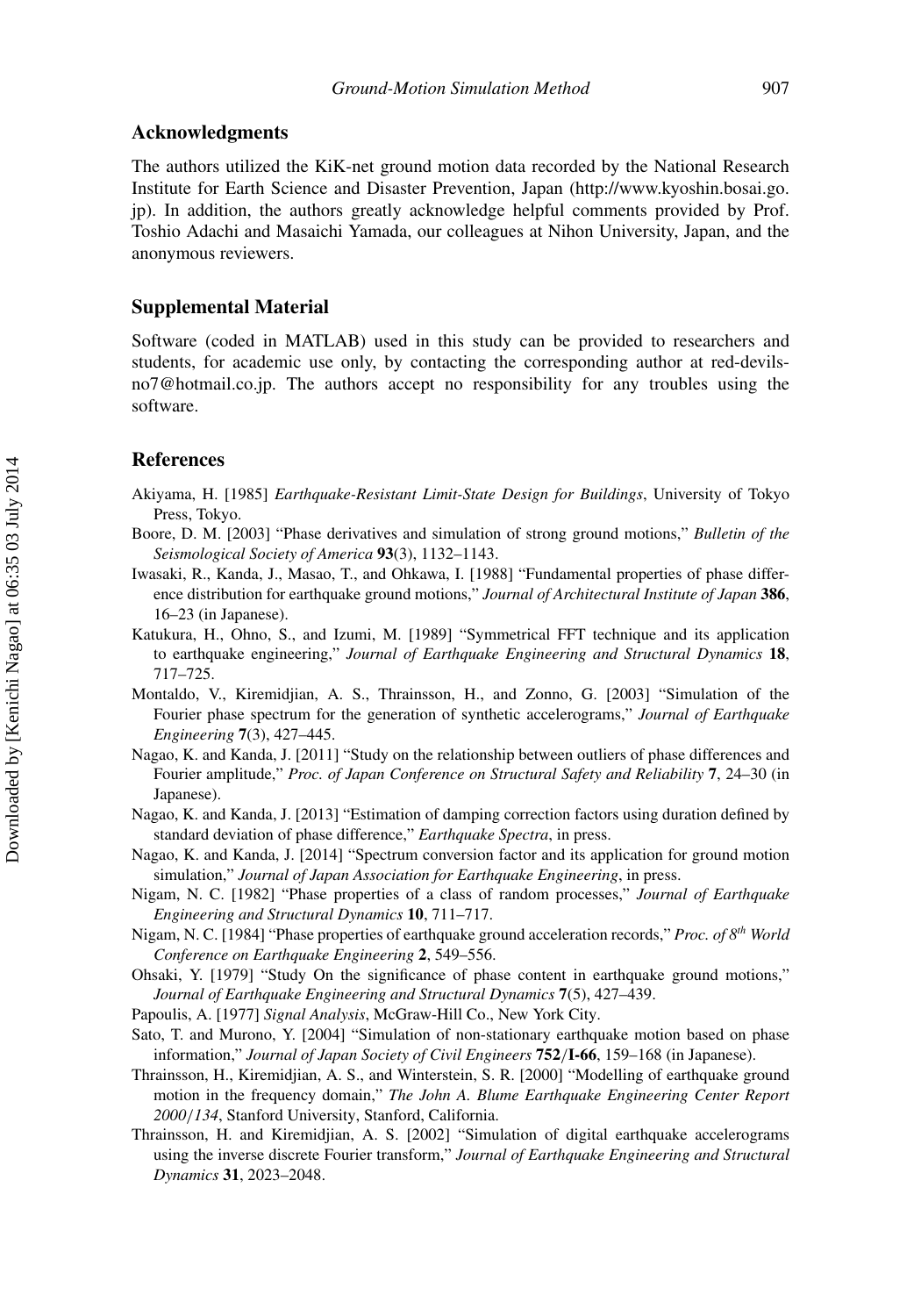## Acknowledgments

The authors utilized the KiK-net ground motion data recorded by the National Research Institute for Earth Science and Disaster Prevention, Japan (http://www.kyoshin.bosai.go.jp). In addition, the authors greatly acknowledge helpful comments provided by Prof. Toshio Adachi and Masaichi Yamada, our colleagues at Nihon University, Japan, and the anonymous reviewers.

## Supplemental Material

Software (coded in MATLAB) used in this study can be provided to researchers and students, for academic use only, by contacting the corresponding author at red-devils-no7@hotmail.co.jp. The authors accept no responsibility for any troubles using the software.

## References

Akiyama, H. [1985] *Earthquake-Resistant Limit-State Design for Buildings*, University of Tokyo Press, Tokyo.

Boore, D. M. [2003] "Phase derivatives and simulation of strong ground motions," *Bulletin of the Seismological Society of America* **93**(3), 1132–1143.

Iwasaki, R., Kanda, J., Masao, T., and Ohkawa, I. [1988] "Fundamental properties of phase difference distribution for earthquake ground motions," *Journal of Architectural Institute of Japan* **386**, 16–23 (in Japanese).

Katukura, H., Ohno, S., and Izumi, M. [1989] "Symmetrical FFT technique and its application to earthquake engineering," *Journal of Earthquake Engineering and Structural Dynamics* **18**, 717–725.

Montaldo, V., Kiremidjian, A. S., Thrainsson, H., and Zonno, G. [2003] "Simulation of the Fourier phase spectrum for the generation of synthetic accelerograms," *Journal of Earthquake Engineering* **7**(3), 427–445.

Nagao, K. and Kanda, J. [2011] "Study on the relationship between outliers of phase differences and Fourier amplitude," *Proc. of Japan Conference on Structural Safety and Reliability* **7**, 24–30 (in Japanese).

Nagao, K. and Kanda, J. [2013] "Estimation of damping correction factors using duration defined by standard deviation of phase difference," *Earthquake Spectra*, in press.

Nagao, K. and Kanda, J. [2014] "Spectrum conversion factor and its application for ground motion simulation," *Journal of Japan Association for Earthquake Engineering*, in press.

Nigam, N. C. [1982] "Phase properties of a class of random processes," *Journal of Earthquake Engineering and Structural Dynamics* **10**, 711–717.

Nigam, N. C. [1984] "Phase properties of earthquake ground acceleration records," *Proc. of 8th World Conference on Earthquake Engineering* **2**, 549–556.

Ohsaki, Y. [1979] "Study On the significance of phase content in earthquake ground motions," *Journal of Earthquake Engineering and Structural Dynamics* **7**(5), 427–439.

Papoulis, A. [1977] *Signal Analysis*, McGraw-Hill Co., New York City.

Sato, T. and Murono, Y. [2004] "Simulation of non-stationary earthquake motion based on phase information," *Journal of Japan Society of Civil Engineers* **752/I-66**, 159–168 (in Japanese).

Thrainsson, H., Kiremidjian, A. S., and Winterstein, S. R. [2000] "Modelling of earthquake ground motion in the frequency domain," *The John A. Blume Earthquake Engineering Center Report 2000/134*, Stanford University, Stanford, California.

Thrainsson, H. and Kiremidjian, A. S. [2002] "Simulation of digital earthquake accelerograms using the inverse discrete Fourier transform," *Journal of Earthquake Engineering and Structural Dynamics* **31**, 2023–2048.